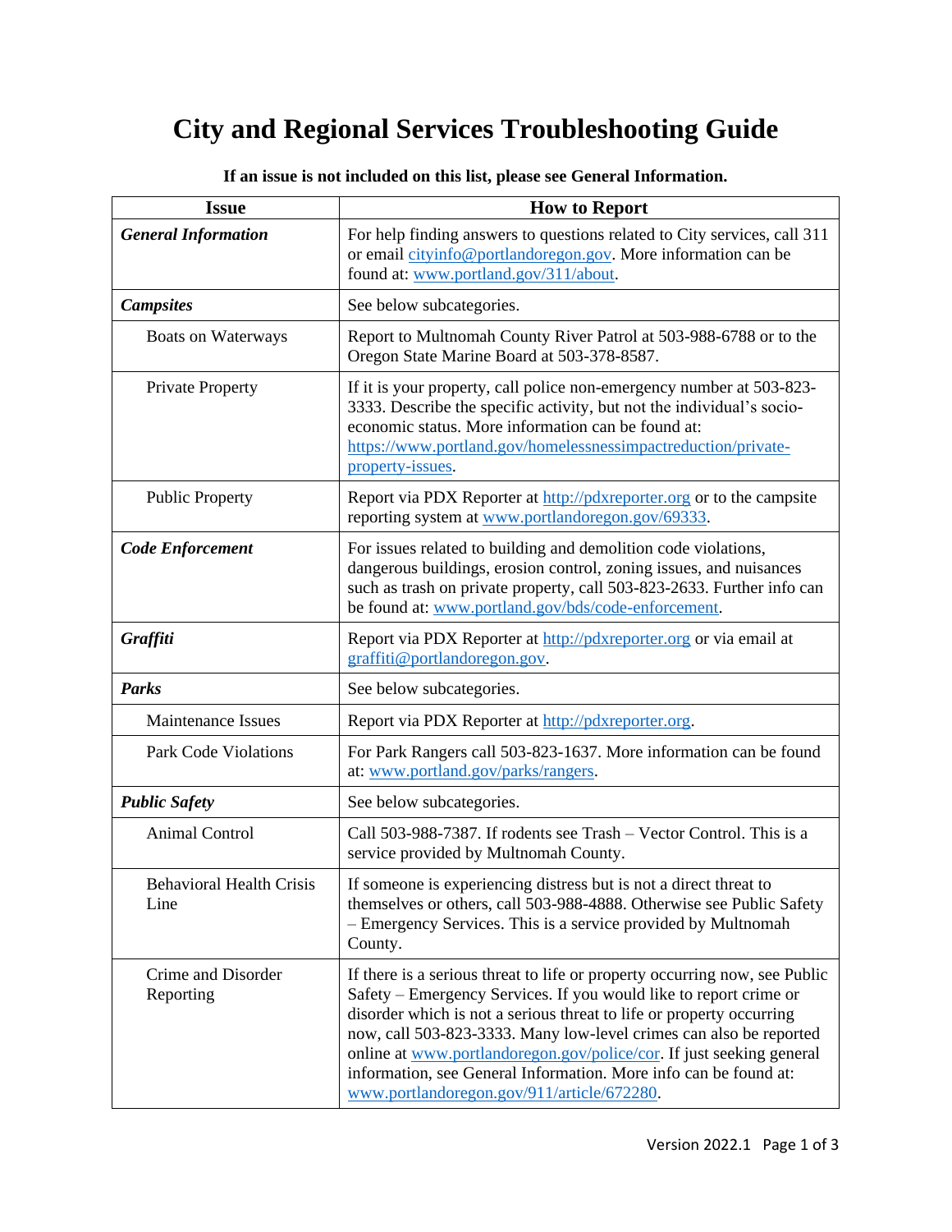# City and Regional Services Troubleshooting Guide

**If an issue is not included on this list, please see General Information.**

| Issue | How to Report |
|---|---|
| ***General Information*** | For help finding answers to questions related to City services, call 311 or email cityinfo@portlandoregon.gov. More information can be found at: www.portland.gov/311/about. |
| ***Campsites*** | See below subcategories. |
| Boats on Waterways | Report to Multnomah County River Patrol at 503-988-6788 or to the Oregon State Marine Board at 503-378-8587. |
| Private Property | If it is your property, call police non-emergency number at 503-823-3333. Describe the specific activity, but not the individual's socio-economic status. More information can be found at: https://www.portland.gov/homelessnessimpactreduction/private-property-issues. |
| Public Property | Report via PDX Reporter at http://pdxreporter.org or to the campsite reporting system at www.portlandoregon.gov/69333. |
| ***Code Enforcement*** | For issues related to building and demolition code violations, dangerous buildings, erosion control, zoning issues, and nuisances such as trash on private property, call 503-823-2633. Further info can be found at: www.portland.gov/bds/code-enforcement. |
| ***Graffiti*** | Report via PDX Reporter at http://pdxreporter.org or via email at graffiti@portlandoregon.gov. |
| ***Parks*** | See below subcategories. |
| Maintenance Issues | Report via PDX Reporter at http://pdxreporter.org. |
| Park Code Violations | For Park Rangers call 503-823-1637. More information can be found at: www.portland.gov/parks/rangers. |
| ***Public Safety*** | See below subcategories. |
| Animal Control | Call 503-988-7387. If rodents see Trash – Vector Control. This is a service provided by Multnomah County. |
| Behavioral Health Crisis Line | If someone is experiencing distress but is not a direct threat to themselves or others, call 503-988-4888. Otherwise see Public Safety – Emergency Services. This is a service provided by Multnomah County. |
| Crime and Disorder Reporting | If there is a serious threat to life or property occurring now, see Public Safety – Emergency Services. If you would like to report crime or disorder which is not a serious threat to life or property occurring now, call 503-823-3333. Many low-level crimes can also be reported online at www.portlandoregon.gov/police/cor. If just seeking general information, see General Information. More info can be found at: www.portlandoregon.gov/911/article/672280. |

Version 2022.1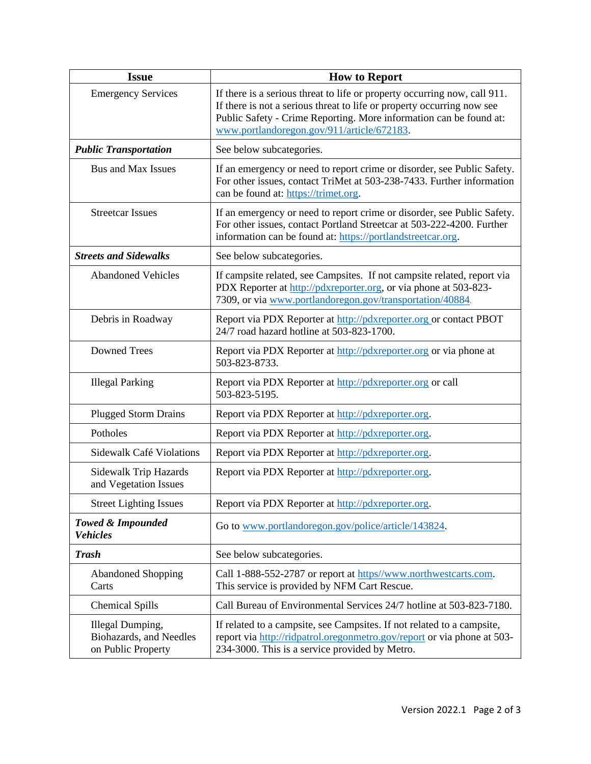| Issue | How to Report |
|---|---|
| Emergency Services | If there is a serious threat to life or property occurring now, call 911. If there is not a serious threat to life or property occurring now see Public Safety - Crime Reporting. More information can be found at: www.portlandoregon.gov/911/article/672183. |
| ***Public Transportation*** | See below subcategories. |
| Bus and Max Issues | If an emergency or need to report crime or disorder, see Public Safety. For other issues, contact TriMet at 503-238-7433. Further information can be found at: https://trimet.org. |
| Streetcar Issues | If an emergency or need to report crime or disorder, see Public Safety. For other issues, contact Portland Streetcar at 503-222-4200. Further information can be found at: https://portlandstreetcar.org. |
| ***Streets and Sidewalks*** | See below subcategories. |
| Abandoned Vehicles | If campsite related, see Campsites. If not campsite related, report via PDX Reporter at http://pdxreporter.org, or via phone at 503-823-7309, or via www.portlandoregon.gov/transportation/40884. |
| Debris in Roadway | Report via PDX Reporter at http://pdxreporter.org or contact PBOT 24/7 road hazard hotline at 503-823-1700. |
| Downed Trees | Report via PDX Reporter at http://pdxreporter.org or via phone at 503-823-8733. |
| Illegal Parking | Report via PDX Reporter at http://pdxreporter.org or call 503-823-5195. |
| Plugged Storm Drains | Report via PDX Reporter at http://pdxreporter.org. |
| Potholes | Report via PDX Reporter at http://pdxreporter.org. |
| Sidewalk Café Violations | Report via PDX Reporter at http://pdxreporter.org. |
| Sidewalk Trip Hazards and Vegetation Issues | Report via PDX Reporter at http://pdxreporter.org. |
| Street Lighting Issues | Report via PDX Reporter at http://pdxreporter.org. |
| ***Towed & Impounded Vehicles*** | Go to www.portlandoregon.gov/police/article/143824. |
| ***Trash*** | See below subcategories. |
| Abandoned Shopping Carts | Call 1-888-552-2787 or report at https//www.northwestcarts.com. This service is provided by NFM Cart Rescue. |
| Chemical Spills | Call Bureau of Environmental Services 24/7 hotline at 503-823-7180. |
| Illegal Dumping, Biohazards, and Needles on Public Property | If related to a campsite, see Campsites. If not related to a campsite, report via http://ridpatrol.oregonmetro.gov/report or via phone at 503-234-3000. This is a service provided by Metro. |

Version 2022.1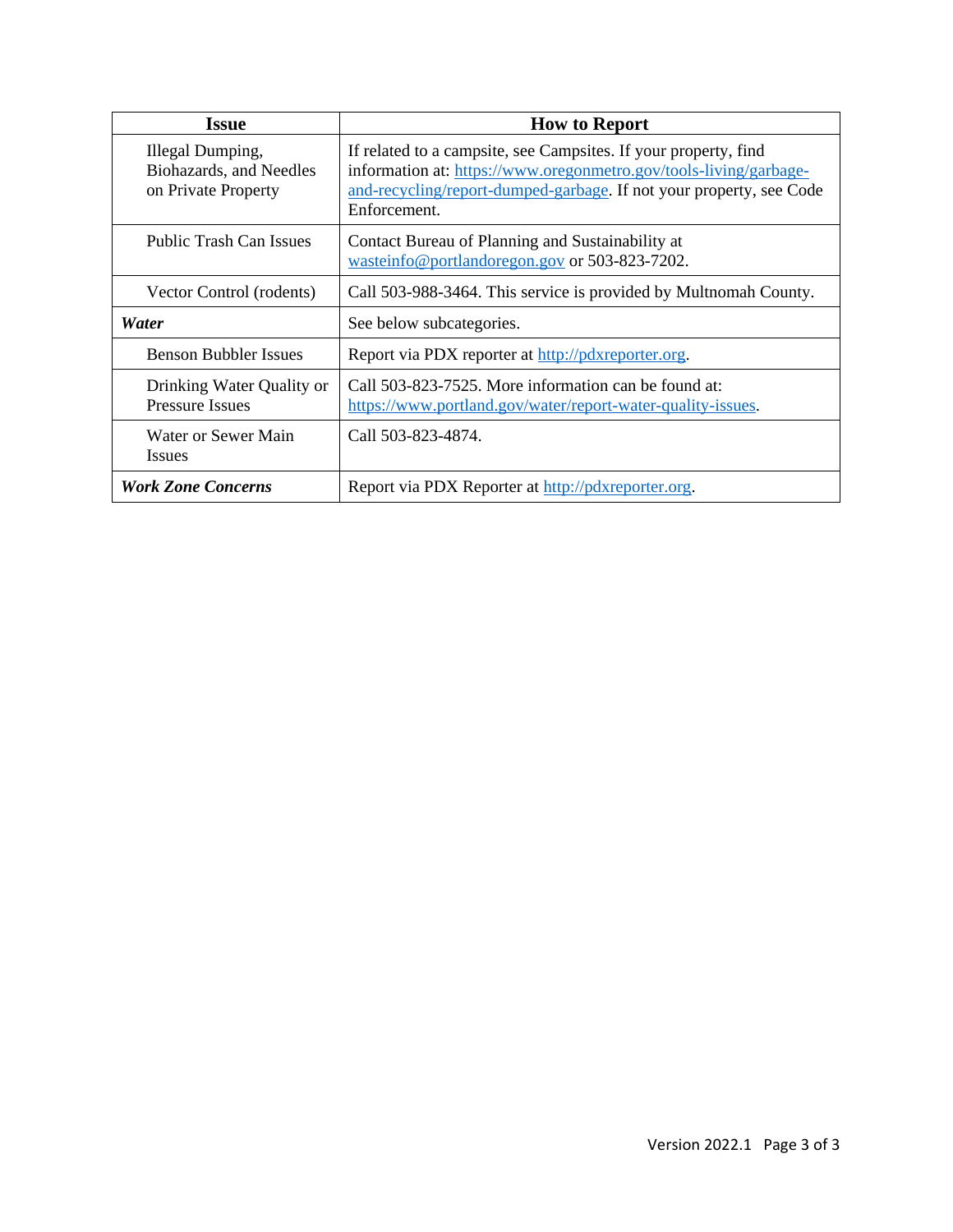| Issue | How to Report |
|---|---|
| Illegal Dumping, Biohazards, and Needles on Private Property | If related to a campsite, see Campsites. If your property, find information at: https://www.oregonmetro.gov/tools-living/garbage-and-recycling/report-dumped-garbage. If not your property, see Code Enforcement. |
| Public Trash Can Issues | Contact Bureau of Planning and Sustainability at wasteinfo@portlandoregon.gov or 503-823-7202. |
| Vector Control (rodents) | Call 503-988-3464. This service is provided by Multnomah County. |
| ***Water*** | See below subcategories. |
| Benson Bubbler Issues | Report via PDX reporter at http://pdxreporter.org. |
| Drinking Water Quality or Pressure Issues | Call 503-823-7525. More information can be found at: https://www.portland.gov/water/report-water-quality-issues. |
| Water or Sewer Main Issues | Call 503-823-4874. |
| ***Work Zone Concerns*** | Report via PDX Reporter at http://pdxreporter.org. |

Version 2022.1